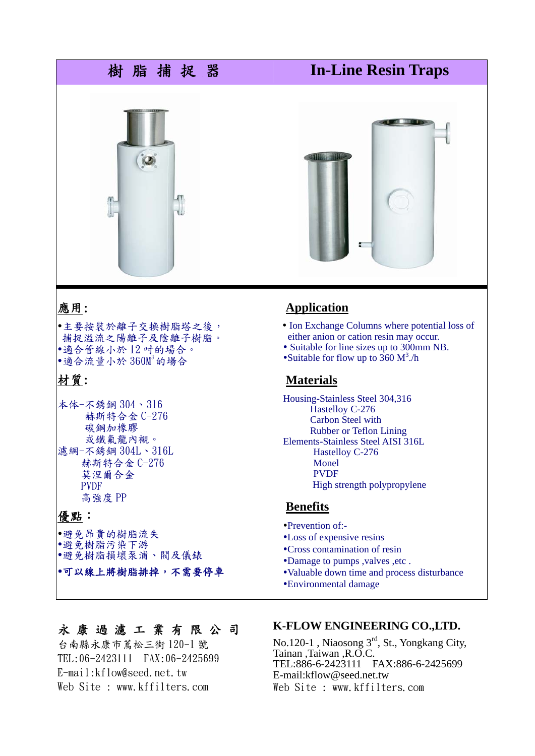# 樹 脂 捕 捉 器

# In-Line Resin Traps

## 應用:

- 主要按裝於離子交換樹脂塔之後，捕捉溢流之陽離子及陰離子樹脂。
- 適合管線小於 12 吋的場合。
- 適合流量小於 360M$^3$ 的場合

## 材質:

本体-不銹鋼 304、316
赫斯特合金 C-276
碳鋼加橡膠
或鐵氟龍內襯。
濾網-不銹鋼 304L、316L
赫斯特合金 C-276
莫涅爾合金
PVDF
高強度 PP

## 優點：

- 避免昂貴的樹脂流失
- 避免樹脂污染下游
- 避免樹脂損壞泵浦、閥及儀錶
- **可以線上將樹脂排掉，不需要停車**

## Application

- Ion Exchange Columns where potential loss of either anion or cation resin may occur.
- Suitable for line sizes up to 300mm NB.
- Suitable for flow up to 360 M$^3$./h

## Materials

Housing-Stainless Steel 304,316
Hastelloy C-276
Carbon Steel with
Rubber or Teflon Lining
Elements-Stainless Steel AISI 316L
Hastelloy C-276
Monel
PVDF
High strength polypropylene

## Benefits

- Prevention of:-
- Loss of expensive resins
- Cross contamination of resin
- Damage to pumps ,valves ,etc .
- Valuable down time and process disturbance
- Environmental damage

**永 康 過 濾 工 業 有 限 公 司**
台南縣永康市蔦松三街 120-1 號
TEL:06-2423111 FAX:06-2425699
E-mail:kflow@seed.net.tw
Web Site : www.kffilters.com

**K-FLOW ENGINEERING CO.,LTD.**
No.120-1 , Niaosong 3rd, St., Yongkang City, Tainan ,Taiwan ,R.O.C.
TEL:886-6-2423111 FAX:886-6-2425699
E-mail:kflow@seed.net.tw
Web Site : www.kffilters.com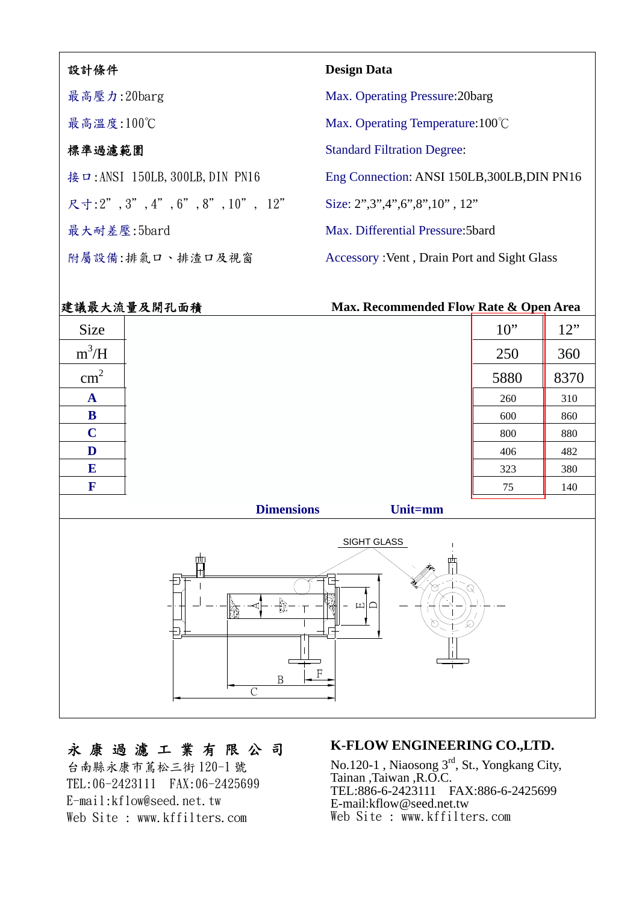| 設計條件 | Design Data |
|---|---|
| 最高壓力:20barg | Max. Operating Pressure:20barg |
| 最高溫度:100℃ | Max. Operating Temperature:100℃ |
| 標準過濾範圍 | Standard Filtration Degree: |
| 接口:ANSI 150LB, 300LB, DIN PN16 | Eng Connection: ANSI 150LB,300LB,DIN PN16 |
| 尺寸:2”, 3”, 4”, 6”, 8”, 10”, 12” | Size: 2”,3”,4”,6”,8”,10” , 12” |
| 最大耐差壓:5bard | Max. Differential Pressure:5bard |
| 附屬設備:排氣口、排渣口及視窗 | Accessory :Vent , Drain Port and Sight Glass |

**建議最大流量及開孔面積** **Max. Recommended Flow Rate & Open Area**

| Size | 10” | 12” |
|---|---|---|
| $m^3/H$ | 250 | 360 |
| $cm^2$ | 5880 | 8370 |
| **A** | 260 | 310 |
| **B** | 600 | 860 |
| **C** | 800 | 880 |
| **D** | 406 | 482 |
| **E** | 323 | 380 |
| **F** | 75 | 140 |

**Dimensions** **Unit=mm**

SIGHT GLASS

A B C D E F

**永 康 過 濾 工 業 有 限 公 司**
台南縣永康市蔦松三街 120-1 號
TEL:06-2423111 FAX:06-2425699
E-mail:kflow@seed.net.tw
Web Site : www.kffilters.com

**K-FLOW ENGINEERING CO.,LTD.**
No.120-1 , Niaosong 3rd, St., Yongkang City, Tainan ,Taiwan ,R.O.C.
TEL:886-6-2423111 FAX:886-6-2425699
E-mail:kflow@seed.net.tw
Web Site : www.kffilters.com